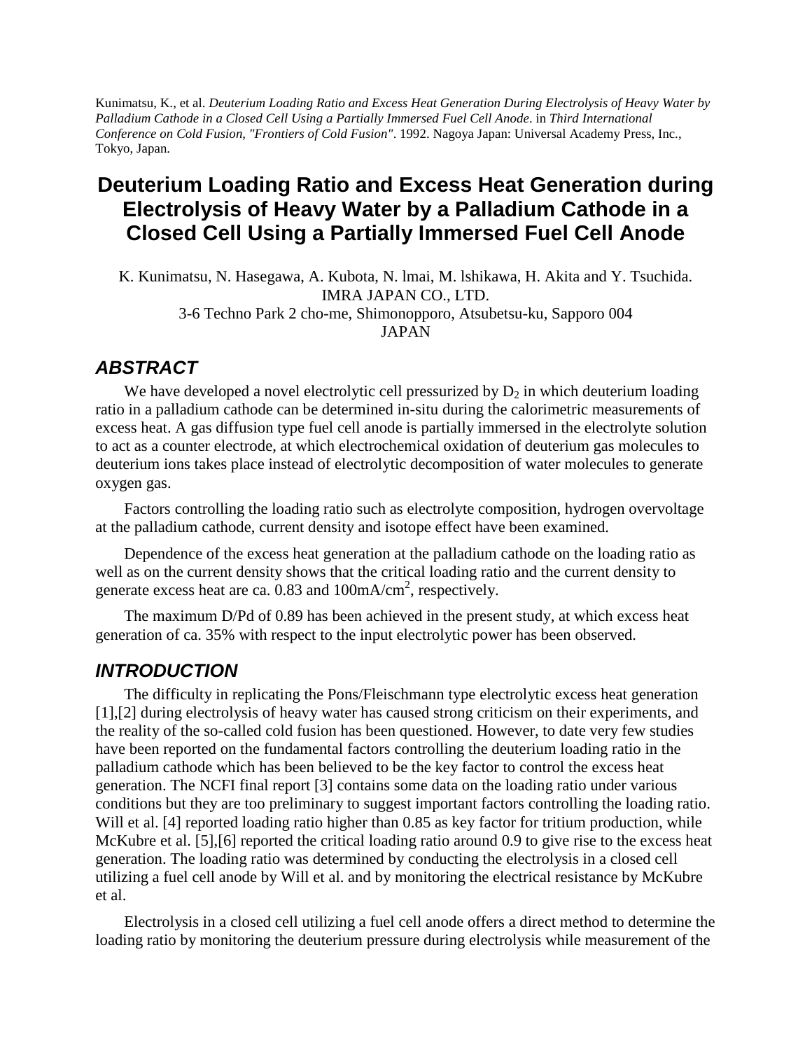Kunimatsu, K., et al. *Deuterium Loading Ratio and Excess Heat Generation During Electrolysis of Heavy Water by Palladium Cathode in a Closed Cell Using a Partially Immersed Fuel Cell Anode*. in *Third International Conference on Cold Fusion, "Frontiers of Cold Fusion"*. 1992. Nagoya Japan: Universal Academy Press, Inc., Tokyo, Japan.

# Deuterium Loading Ratio and Excess Heat Generation during Electrolysis of Heavy Water by a Palladium Cathode in a Closed Cell Using a Partially Immersed Fuel Cell Anode

K. Kunimatsu, N. Hasegawa, A. Kubota, N. lmai, M. lshikawa, H. Akita and Y. Tsuchida.
IMRA JAPAN CO., LTD.
3-6 Techno Park 2 cho-me, Shimonopporo, Atsubetsu-ku, Sapporo 004
JAPAN

## ABSTRACT

We have developed a novel electrolytic cell pressurized by $D_2$ in which deuterium loading ratio in a palladium cathode can be determined in-situ during the calorimetric measurements of excess heat. A gas diffusion type fuel cell anode is partially immersed in the electrolyte solution to act as a counter electrode, at which electrochemical oxidation of deuterium gas molecules to deuterium ions takes place instead of electrolytic decomposition of water molecules to generate oxygen gas.

Factors controlling the loading ratio such as electrolyte composition, hydrogen overvoltage at the palladium cathode, current density and isotope effect have been examined.

Dependence of the excess heat generation at the palladium cathode on the loading ratio as well as on the current density shows that the critical loading ratio and the current density to generate excess heat are ca. 0.83 and $100 mA/cm^2$, respectively.

The maximum D/Pd of 0.89 has been achieved in the present study, at which excess heat generation of ca. 35% with respect to the input electrolytic power has been observed.

## INTRODUCTION

The difficulty in replicating the Pons/Fleischmann type electrolytic excess heat generation [1],[2] during electrolysis of heavy water has caused strong criticism on their experiments, and the reality of the so-called cold fusion has been questioned. However, to date very few studies have been reported on the fundamental factors controlling the deuterium loading ratio in the palladium cathode which has been believed to be the key factor to control the excess heat generation. The NCFI final report [3] contains some data on the loading ratio under various conditions but they are too preliminary to suggest important factors controlling the loading ratio. Will et al. [4] reported loading ratio higher than 0.85 as key factor for tritium production, while McKubre et al. [5],[6] reported the critical loading ratio around 0.9 to give rise to the excess heat generation. The loading ratio was determined by conducting the electrolysis in a closed cell utilizing a fuel cell anode by Will et al. and by monitoring the electrical resistance by McKubre et al.

Electrolysis in a closed cell utilizing a fuel cell anode offers a direct method to determine the loading ratio by monitoring the deuterium pressure during electrolysis while measurement of the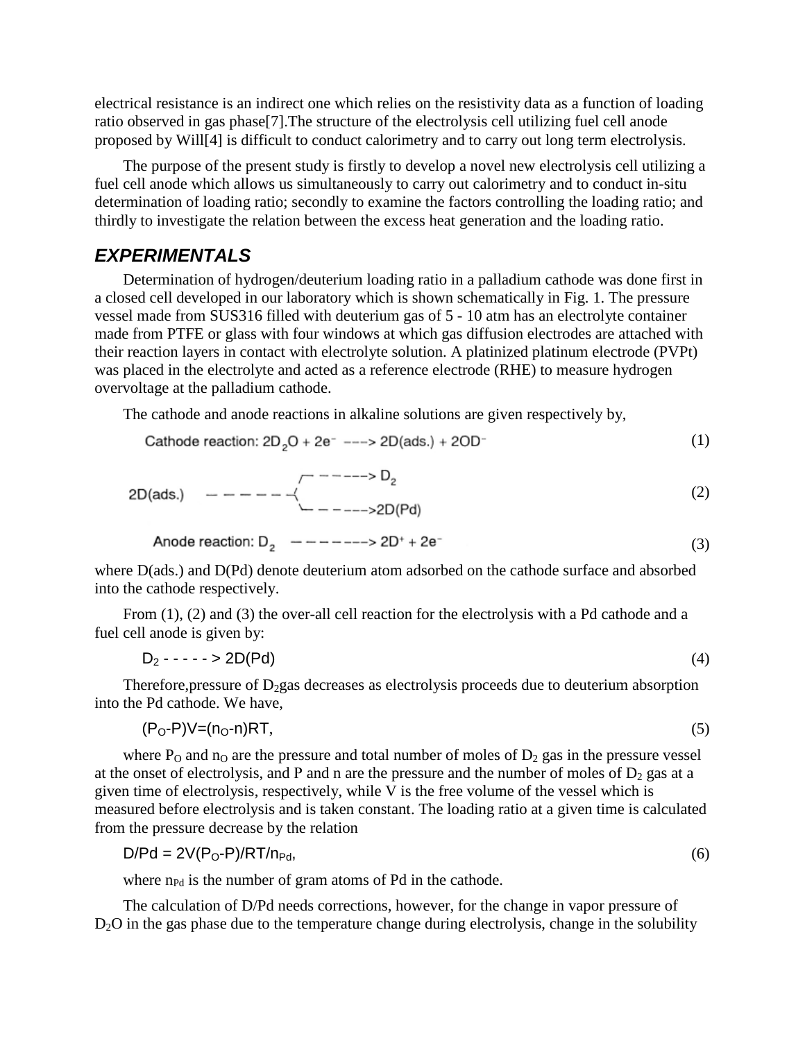electrical resistance is an indirect one which relies on the resistivity data as a function of loading ratio observed in gas phase[7].The structure of the electrolysis cell utilizing fuel cell anode proposed by Will[4] is difficult to conduct calorimetry and to carry out long term electrolysis.

The purpose of the present study is firstly to develop a novel new electrolysis cell utilizing a fuel cell anode which allows us simultaneously to carry out calorimetry and to conduct in-situ determination of loading ratio; secondly to examine the factors controlling the loading ratio; and thirdly to investigate the relation between the excess heat generation and the loading ratio.

## *EXPERIMENTALS*

Determination of hydrogen/deuterium loading ratio in a palladium cathode was done first in a closed cell developed in our laboratory which is shown schematically in Fig. 1. The pressure vessel made from SUS316 filled with deuterium gas of 5 - 10 atm has an electrolyte container made from PTFE or glass with four windows at which gas diffusion electrodes are attached with their reaction layers in contact with electrolyte solution. A platinized platinum electrode (PVPt) was placed in the electrolyte and acted as a reference electrode (RHE) to measure hydrogen overvoltage at the palladium cathode.

The cathode and anode reactions in alkaline solutions are given respectively by,

$$\text{Cathode reaction: } 2D_2O + 2e^- \longrightarrow 2D(ads.) + 2OD^- \tag{1}$$

$$2D(ads.) \longrightarrow \begin{cases} D_2 \\ 2D(Pd) \end{cases} \tag{2}$$

$$\text{Anode reaction: } D_2 \longrightarrow 2D^+ + 2e^- \tag{3}$$

where D(ads.) and D(Pd) denote deuterium atom adsorbed on the cathode surface and absorbed into the cathode respectively.

From (1), (2) and (3) the over-all cell reaction for the electrolysis with a Pd cathode and a fuel cell anode is given by:

$$D_2 \text{ - - - - - > } 2D(Pd) \tag{4}$$

Therefore,pressure of $D_2$gas decreases as electrolysis proceeds due to deuterium absorption into the Pd cathode. We have,

$$(P_O-P)V=(n_O-n)RT, \tag{5}$$

where $P_O$ and $n_O$ are the pressure and total number of moles of $D_2$ gas in the pressure vessel at the onset of electrolysis, and P and n are the pressure and the number of moles of $D_2$ gas at a given time of electrolysis, respectively, while V is the free volume of the vessel which is measured before electrolysis and is taken constant. The loading ratio at a given time is calculated from the pressure decrease by the relation

$$D/Pd = 2V(P_O-P)/RT/n_{Pd}, \tag{6}$$

where $n_{Pd}$ is the number of gram atoms of Pd in the cathode.

The calculation of D/Pd needs corrections, however, for the change in vapor pressure of $D_2O$ in the gas phase due to the temperature change during electrolysis, change in the solubility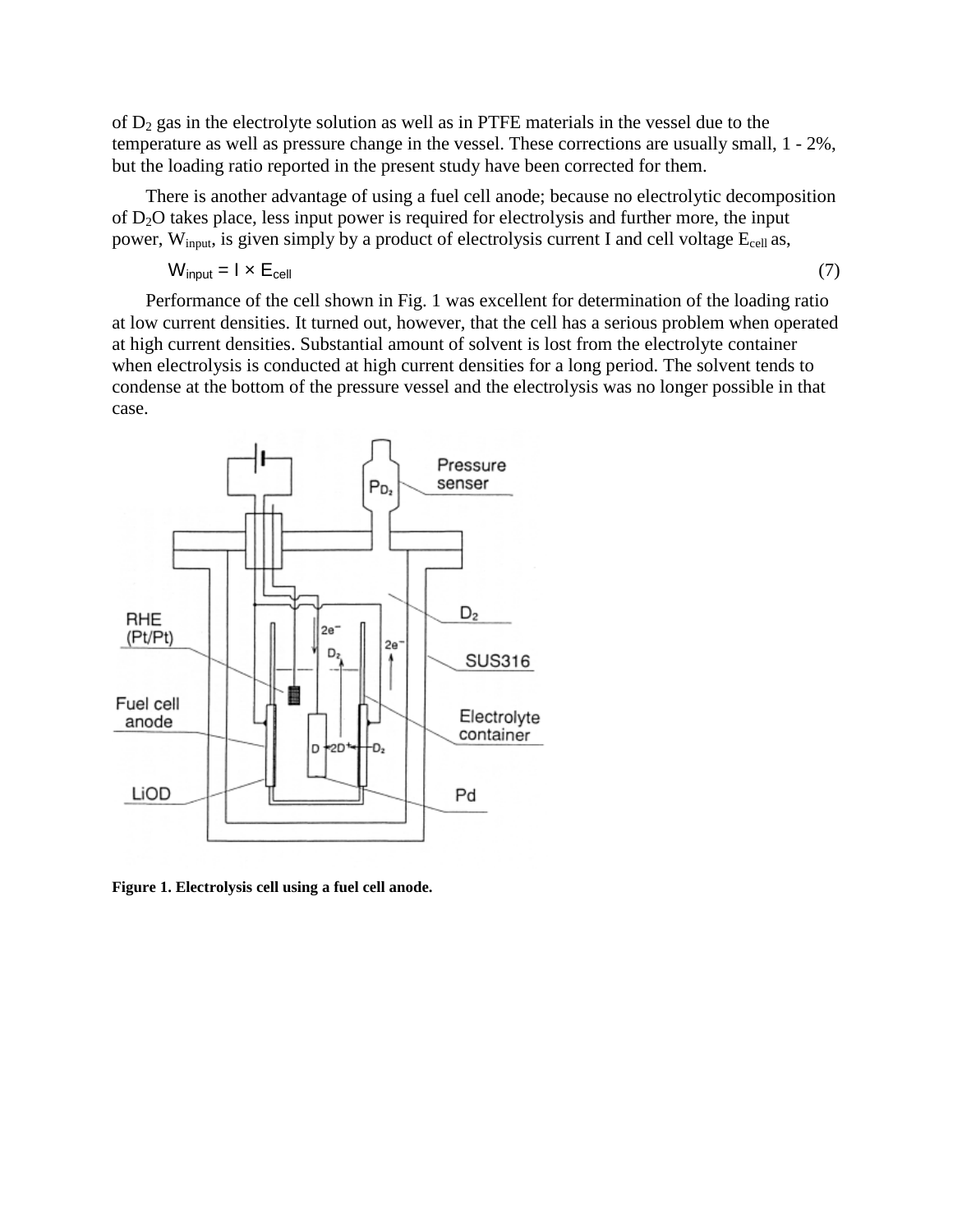of $D_2$ gas in the electrolyte solution as well as in PTFE materials in the vessel due to the temperature as well as pressure change in the vessel. These corrections are usually small, 1 - 2%, but the loading ratio reported in the present study have been corrected for them.

There is another advantage of using a fuel cell anode; because no electrolytic decomposition of $D_2O$ takes place, less input power is required for electrolysis and further more, the input power, $W_{input}$, is given simply by a product of electrolysis current I and cell voltage $E_{cell}$ as,

$$W_{input} = I \times E_{cell} \qquad (7)$$

Performance of the cell shown in Fig. 1 was excellent for determination of the loading ratio at low current densities. It turned out, however, that the cell has a serious problem when operated at high current densities. Substantial amount of solvent is lost from the electrolyte container when electrolysis is conducted at high current densities for a long period. The solvent tends to condense at the bottom of the pressure vessel and the electrolysis was no longer possible in that case.

**Figure 1. Electrolysis cell using a fuel cell anode.**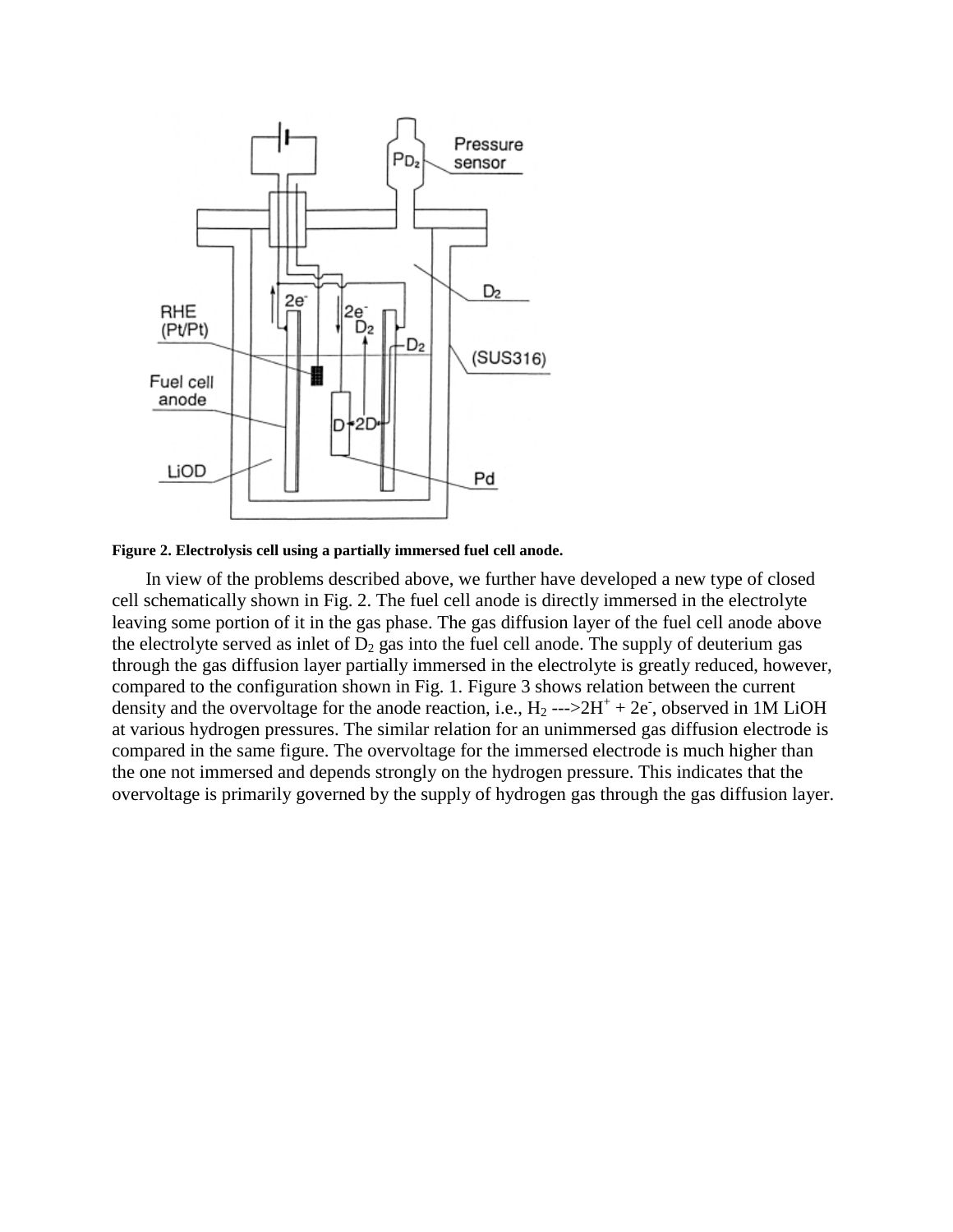**Figure 2. Electrolysis cell using a partially immersed fuel cell anode.**

In view of the problems described above, we further have developed a new type of closed cell schematically shown in Fig. 2. The fuel cell anode is directly immersed in the electrolyte leaving some portion of it in the gas phase. The gas diffusion layer of the fuel cell anode above the electrolyte served as inlet of $D_2$ gas into the fuel cell anode. The supply of deuterium gas through the gas diffusion layer partially immersed in the electrolyte is greatly reduced, however, compared to the configuration shown in Fig. 1. Figure 3 shows relation between the current density and the overvoltage for the anode reaction, i.e., $H_2$ --->$2H^+ + 2e^-$, observed in 1M LiOH at various hydrogen pressures. The similar relation for an unimmersed gas diffusion electrode is compared in the same figure. The overvoltage for the immersed electrode is much higher than the one not immersed and depends strongly on the hydrogen pressure. This indicates that the overvoltage is primarily governed by the supply of hydrogen gas through the gas diffusion layer.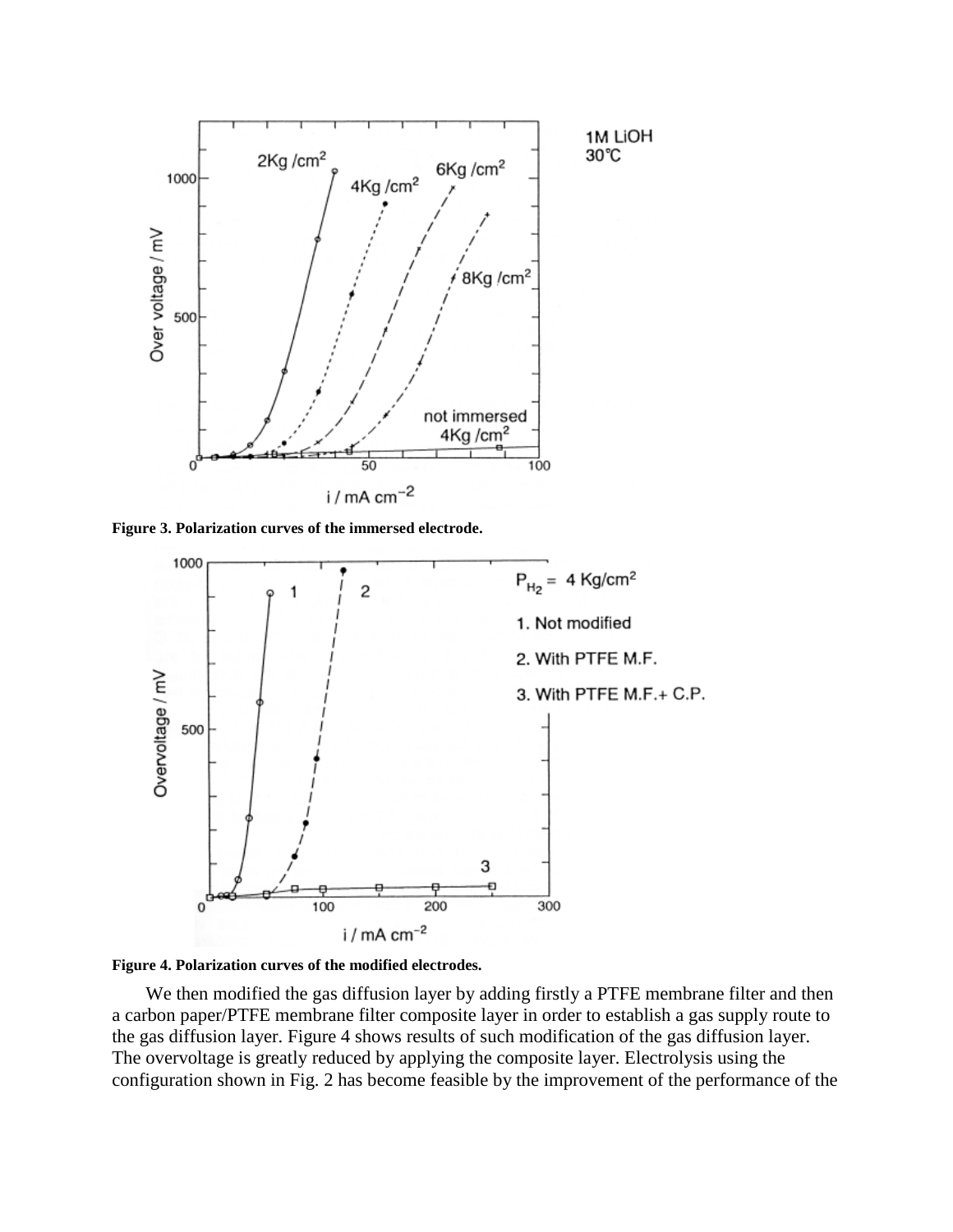**Figure 3. Polarization curves of the immersed electrode.**

**Figure 4. Polarization curves of the modified electrodes.**

We then modified the gas diffusion layer by adding firstly a PTFE membrane filter and then a carbon paper/PTFE membrane filter composite layer in order to establish a gas supply route to the gas diffusion layer. Figure 4 shows results of such modification of the gas diffusion layer. The overvoltage is greatly reduced by applying the composite layer. Electrolysis using the configuration shown in Fig. 2 has become feasible by the improvement of the performance of the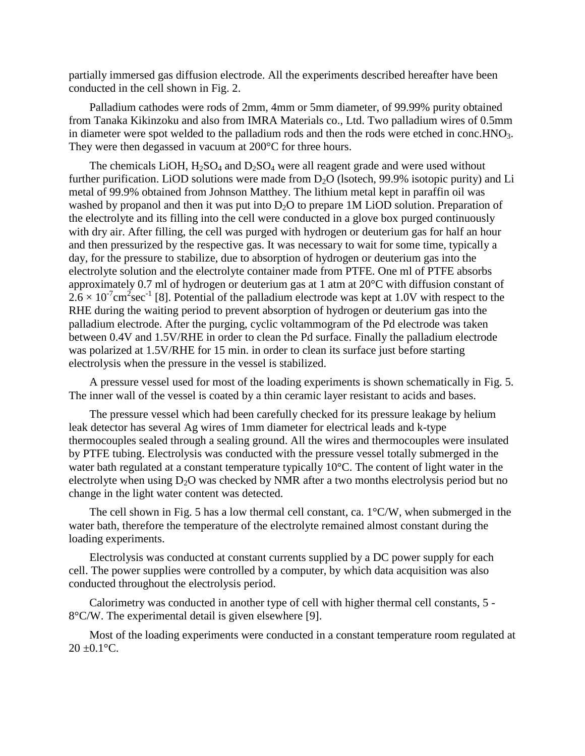partially immersed gas diffusion electrode. All the experiments described hereafter have been conducted in the cell shown in Fig. 2.

Palladium cathodes were rods of 2mm, 4mm or 5mm diameter, of 99.99% purity obtained from Tanaka Kikinzoku and also from IMRA Materials co., Ltd. Two palladium wires of 0.5mm in diameter were spot welded to the palladium rods and then the rods were etched in conc.$HNO_3$. They were then degassed in vacuum at 200°C for three hours.

The chemicals LiOH, $H_2SO_4$ and $D_2SO_4$ were all reagent grade and were used without further purification. LiOD solutions were made from $D_2O$ (lsotech, 99.9% isotopic purity) and Li metal of 99.9% obtained from Johnson Matthey. The lithium metal kept in paraffin oil was washed by propanol and then it was put into $D_2O$ to prepare 1M LiOD solution. Preparation of the electrolyte and its filling into the cell were conducted in a glove box purged continuously with dry air. After filling, the cell was purged with hydrogen or deuterium gas for half an hour and then pressurized by the respective gas. It was necessary to wait for some time, typically a day, for the pressure to stabilize, due to absorption of hydrogen or deuterium gas into the electrolyte solution and the electrolyte container made from PTFE. One ml of PTFE absorbs approximately 0.7 ml of hydrogen or deuterium gas at 1 atm at 20°C with diffusion constant of $2.6 \times 10^{-7} cm^2 sec^{-1}$ [8]. Potential of the palladium electrode was kept at 1.0V with respect to the RHE during the waiting period to prevent absorption of hydrogen or deuterium gas into the palladium electrode. After the purging, cyclic voltammogram of the Pd electrode was taken between 0.4V and 1.5V/RHE in order to clean the Pd surface. Finally the palladium electrode was polarized at 1.5V/RHE for 15 min. in order to clean its surface just before starting electrolysis when the pressure in the vessel is stabilized.

A pressure vessel used for most of the loading experiments is shown schematically in Fig. 5. The inner wall of the vessel is coated by a thin ceramic layer resistant to acids and bases.

The pressure vessel which had been carefully checked for its pressure leakage by helium leak detector has several Ag wires of 1mm diameter for electrical leads and k-type thermocouples sealed through a sealing ground. All the wires and thermocouples were insulated by PTFE tubing. Electrolysis was conducted with the pressure vessel totally submerged in the water bath regulated at a constant temperature typically 10°C. The content of light water in the electrolyte when using $D_2O$ was checked by NMR after a two months electrolysis period but no change in the light water content was detected.

The cell shown in Fig. 5 has a low thermal cell constant, ca. 1°C/W, when submerged in the water bath, therefore the temperature of the electrolyte remained almost constant during the loading experiments.

Electrolysis was conducted at constant currents supplied by a DC power supply for each cell. The power supplies were controlled by a computer, by which data acquisition was also conducted throughout the electrolysis period.

Calorimetry was conducted in another type of cell with higher thermal cell constants, 5 - 8°C/W. The experimental detail is given elsewhere [9].

Most of the loading experiments were conducted in a constant temperature room regulated at 20 ±0.1°C.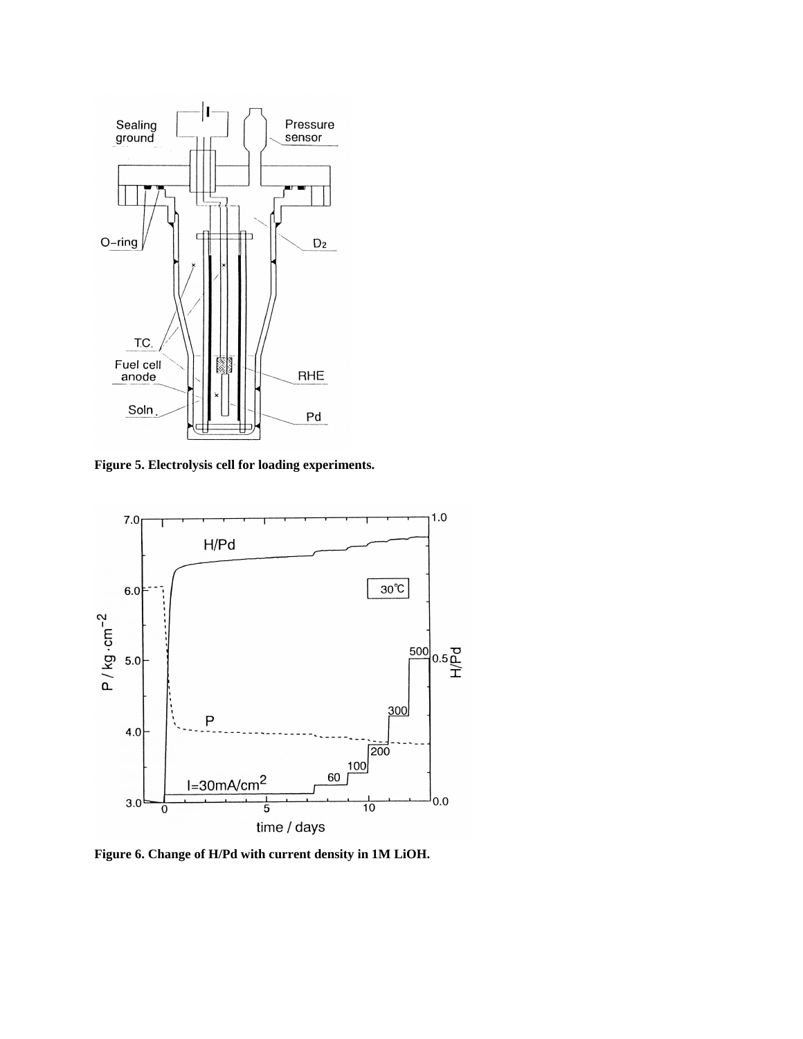**Figure 5. Electrolysis cell for loading experiments.**

**Figure 6. Change of H/Pd with current density in 1M LiOH.**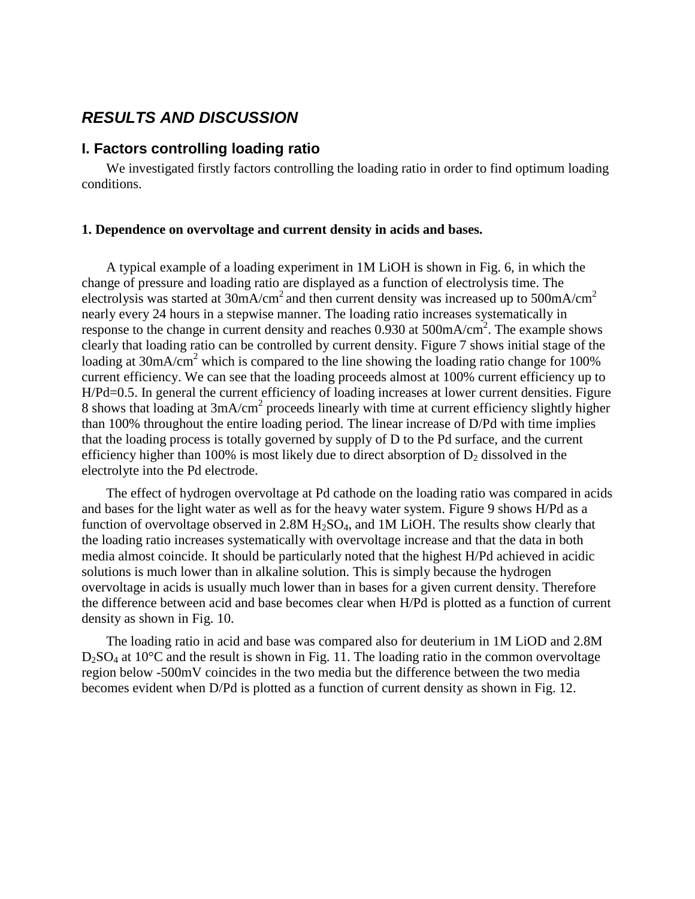## *RESULTS AND DISCUSSION*

### I. Factors controlling loading ratio

We investigated firstly factors controlling the loading ratio in order to find optimum loading conditions.

#### 1. Dependence on overvoltage and current density in acids and bases.

A typical example of a loading experiment in 1M LiOH is shown in Fig. 6, in which the change of pressure and loading ratio are displayed as a function of electrolysis time. The electrolysis was started at $30mA/cm^2$ and then current density was increased up to $500mA/cm^2$ nearly every 24 hours in a stepwise manner. The loading ratio increases systematically in response to the change in current density and reaches 0.930 at $500mA/cm^2$. The example shows clearly that loading ratio can be controlled by current density. Figure 7 shows initial stage of the loading at $30mA/cm^2$ which is compared to the line showing the loading ratio change for 100% current efficiency. We can see that the loading proceeds almost at 100% current efficiency up to H/Pd=0.5. In general the current efficiency of loading increases at lower current densities. Figure 8 shows that loading at $3mA/cm^2$ proceeds linearly with time at current efficiency slightly higher than 100% throughout the entire loading period. The linear increase of D/Pd with time implies that the loading process is totally governed by supply of D to the Pd surface, and the current efficiency higher than 100% is most likely due to direct absorption of $D_2$ dissolved in the electrolyte into the Pd electrode.

The effect of hydrogen overvoltage at Pd cathode on the loading ratio was compared in acids and bases for the light water as well as for the heavy water system. Figure 9 shows H/Pd as a function of overvoltage observed in 2.8M $H_2SO_4$, and 1M LiOH. The results show clearly that the loading ratio increases systematically with overvoltage increase and that the data in both media almost coincide. It should be particularly noted that the highest H/Pd achieved in acidic solutions is much lower than in alkaline solution. This is simply because the hydrogen overvoltage in acids is usually much lower than in bases for a given current density. Therefore the difference between acid and base becomes clear when H/Pd is plotted as a function of current density as shown in Fig. 10.

The loading ratio in acid and base was compared also for deuterium in 1M LiOD and 2.8M $D_2SO_4$ at 10°C and the result is shown in Fig. 11. The loading ratio in the common overvoltage region below -500mV coincides in the two media but the difference between the two media becomes evident when D/Pd is plotted as a function of current density as shown in Fig. 12.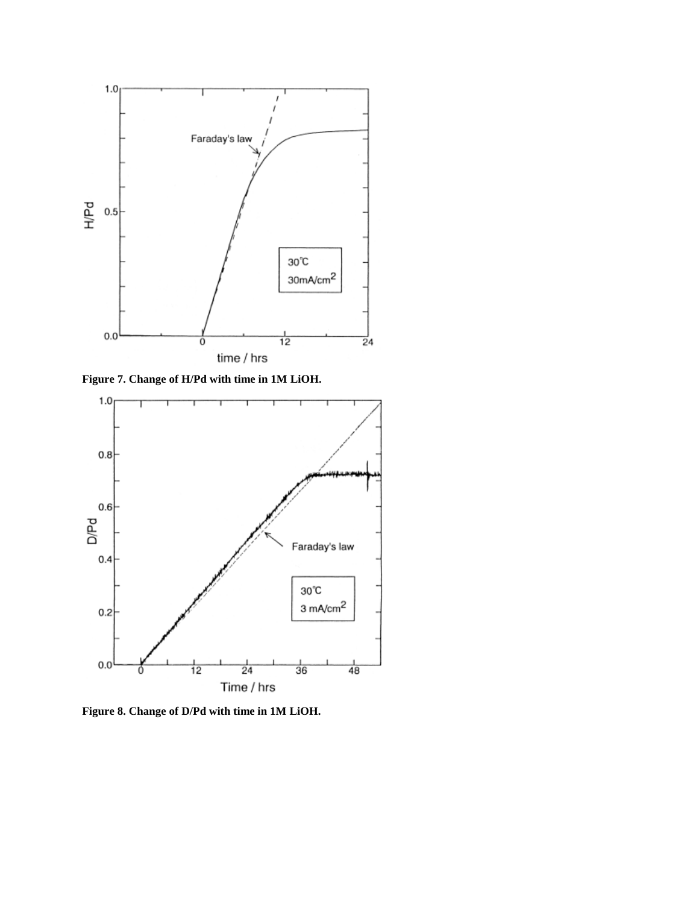**Figure 7. Change of H/Pd with time in 1M LiOH.**

**Figure 8. Change of D/Pd with time in 1M LiOH.**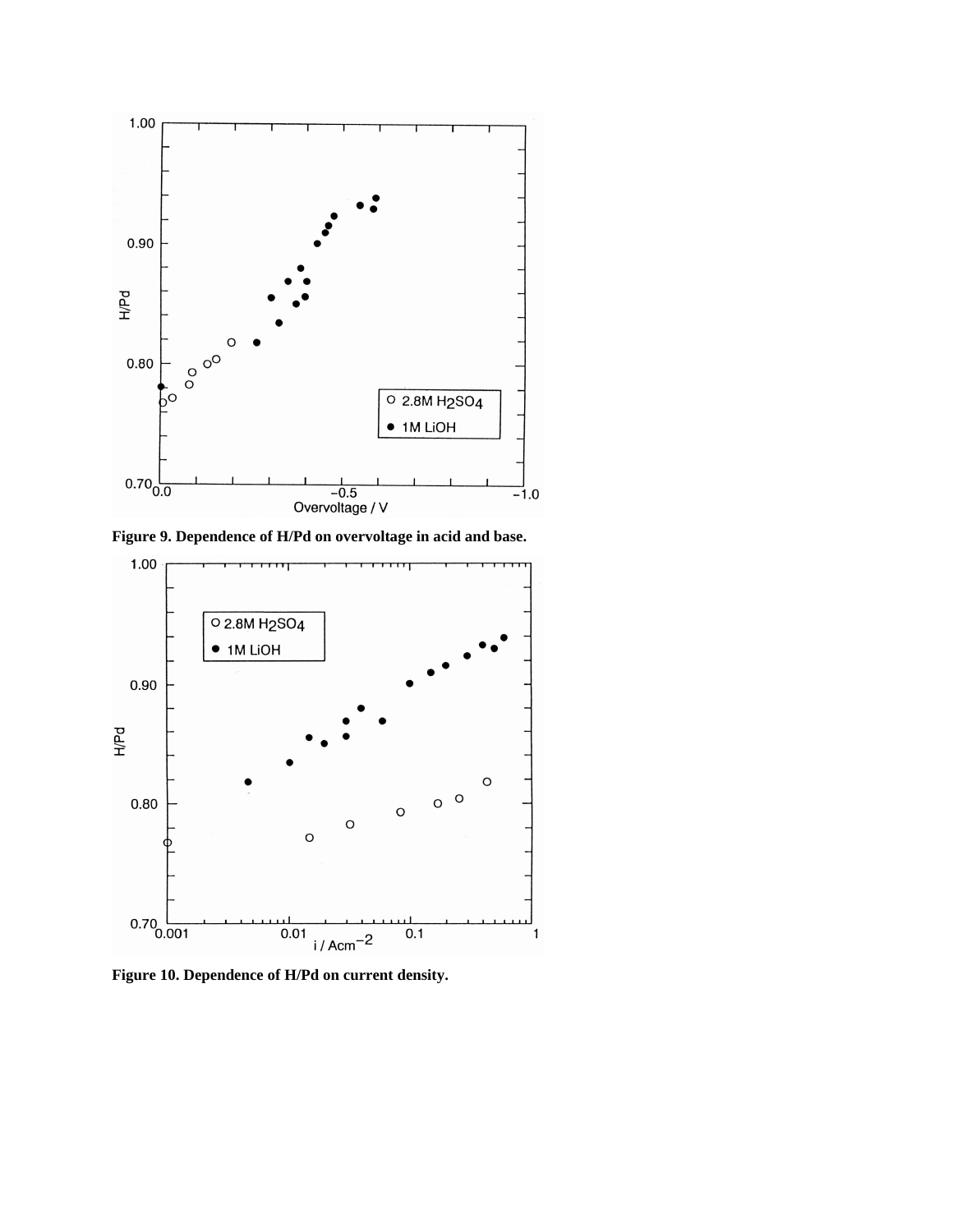**Figure 9. Dependence of H/Pd on overvoltage in acid and base.**

**Figure 10. Dependence of H/Pd on current density.**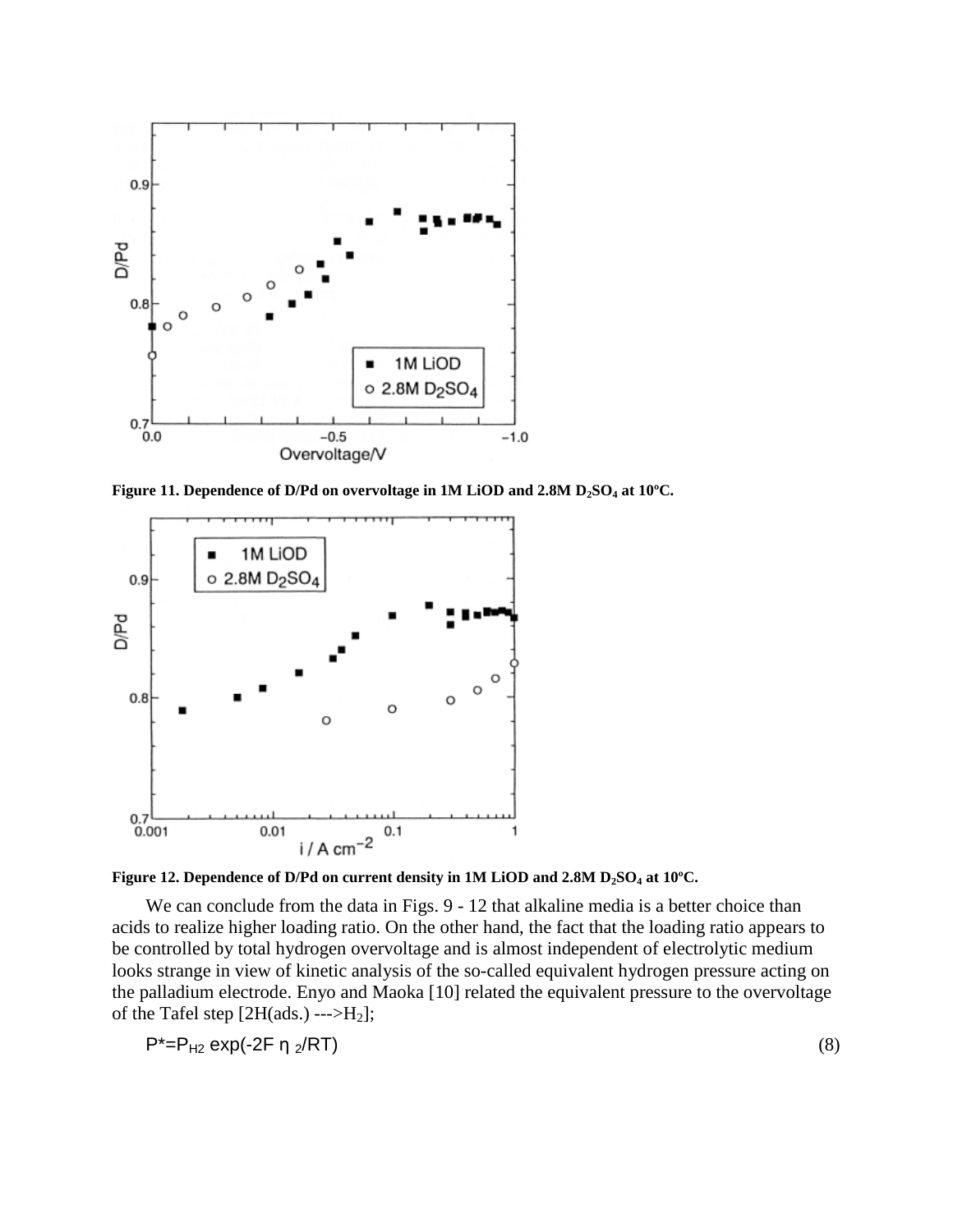**Figure 11. Dependence of D/Pd on overvoltage in 1M LiOD and 2.8M $D_2SO_4$ at 10ºC.**

**Figure 12. Dependence of D/Pd on current density in 1M LiOD and 2.8M $D_2SO_4$ at 10ºC.**

We can conclude from the data in Figs. 9 - 12 that alkaline media is a better choice than acids to realize higher loading ratio. On the other hand, the fact that the loading ratio appears to be controlled by total hydrogen overvoltage and is almost independent of electrolytic medium looks strange in view of kinetic analysis of the so-called equivalent hydrogen pressure acting on the palladium electrode. Enyo and Maoka [10] related the equivalent pressure to the overvoltage of the Tafel step [2H(ads.) --->$H_2$];

$$P^{*}=P_{H2}\exp(-2F\eta_{2}/RT) \tag{8}$$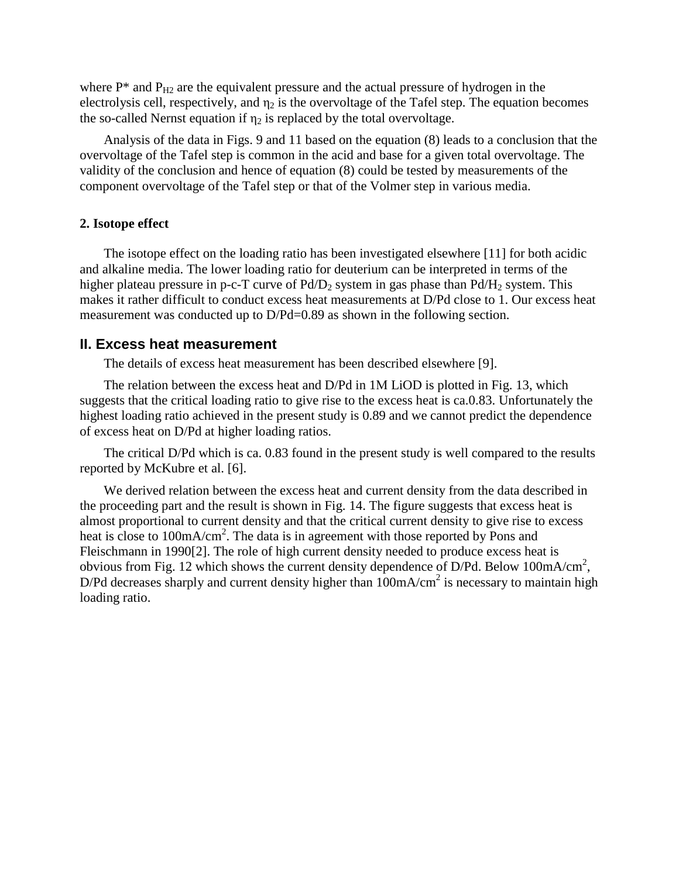where $P^*$ and $P_{H2}$ are the equivalent pressure and the actual pressure of hydrogen in the electrolysis cell, respectively, and $\eta_2$ is the overvoltage of the Tafel step. The equation becomes the so-called Nernst equation if $\eta_2$ is replaced by the total overvoltage.

Analysis of the data in Figs. 9 and 11 based on the equation (8) leads to a conclusion that the overvoltage of the Tafel step is common in the acid and base for a given total overvoltage. The validity of the conclusion and hence of equation (8) could be tested by measurements of the component overvoltage of the Tafel step or that of the Volmer step in various media.

**2. Isotope effect**

The isotope effect on the loading ratio has been investigated elsewhere [11] for both acidic and alkaline media. The lower loading ratio for deuterium can be interpreted in terms of the higher plateau pressure in p-c-T curve of $Pd/D_2$ system in gas phase than $Pd/H_2$ system. This makes it rather difficult to conduct excess heat measurements at D/Pd close to 1. Our excess heat measurement was conducted up to D/Pd=0.89 as shown in the following section.

## II. Excess heat measurement

The details of excess heat measurement has been described elsewhere [9].

The relation between the excess heat and D/Pd in 1M LiOD is plotted in Fig. 13, which suggests that the critical loading ratio to give rise to the excess heat is ca.0.83. Unfortunately the highest loading ratio achieved in the present study is 0.89 and we cannot predict the dependence of excess heat on D/Pd at higher loading ratios.

The critical D/Pd which is ca. 0.83 found in the present study is well compared to the results reported by McKubre et al. [6].

We derived relation between the excess heat and current density from the data described in the proceeding part and the result is shown in Fig. 14. The figure suggests that excess heat is almost proportional to current density and that the critical current density to give rise to excess heat is close to $100mA/cm^2$. The data is in agreement with those reported by Pons and Fleischmann in 1990[2]. The role of high current density needed to produce excess heat is obvious from Fig. 12 which shows the current density dependence of D/Pd. Below $100mA/cm^2$, D/Pd decreases sharply and current density higher than $100mA/cm^2$ is necessary to maintain high loading ratio.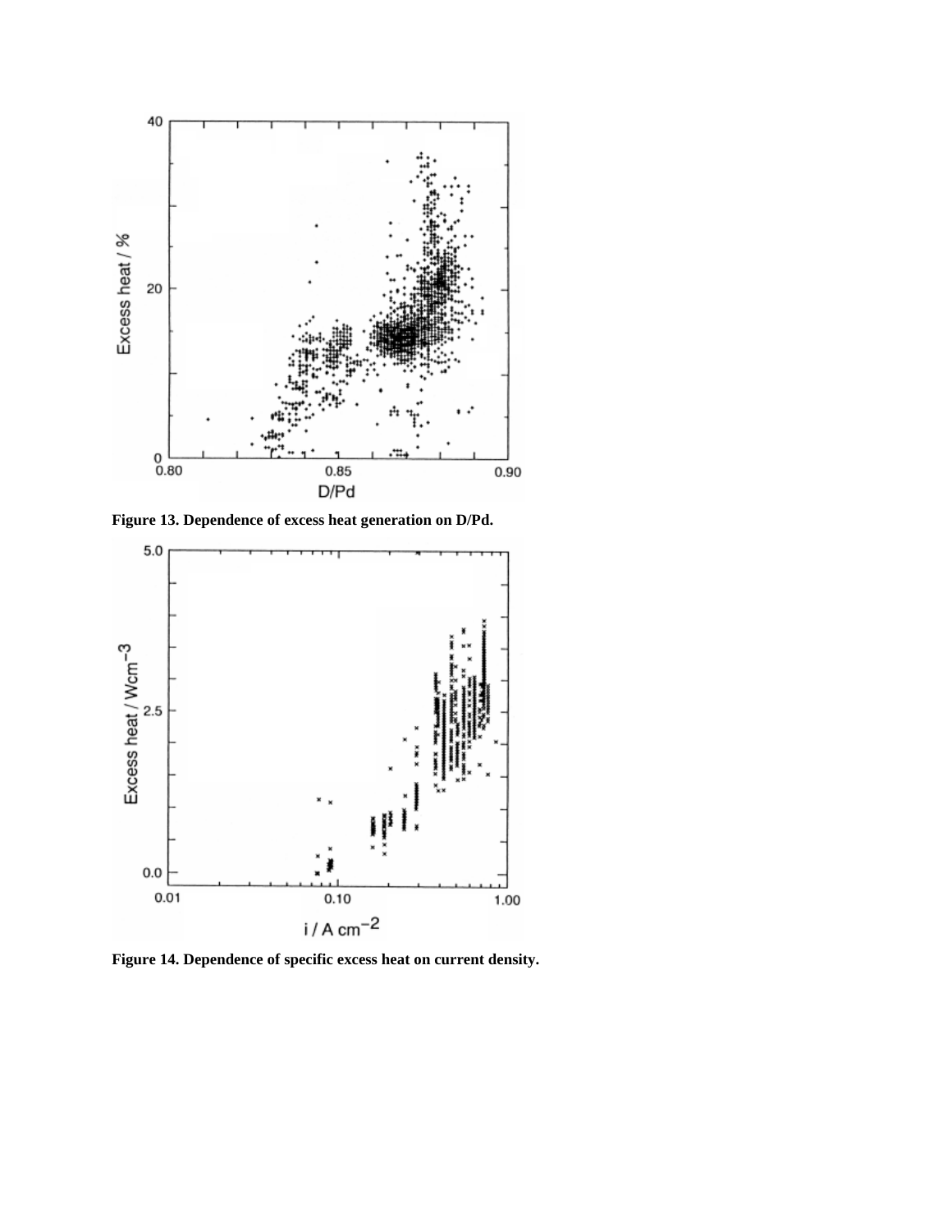**Figure 13. Dependence of excess heat generation on D/Pd.**

**Figure 14. Dependence of specific excess heat on current density.**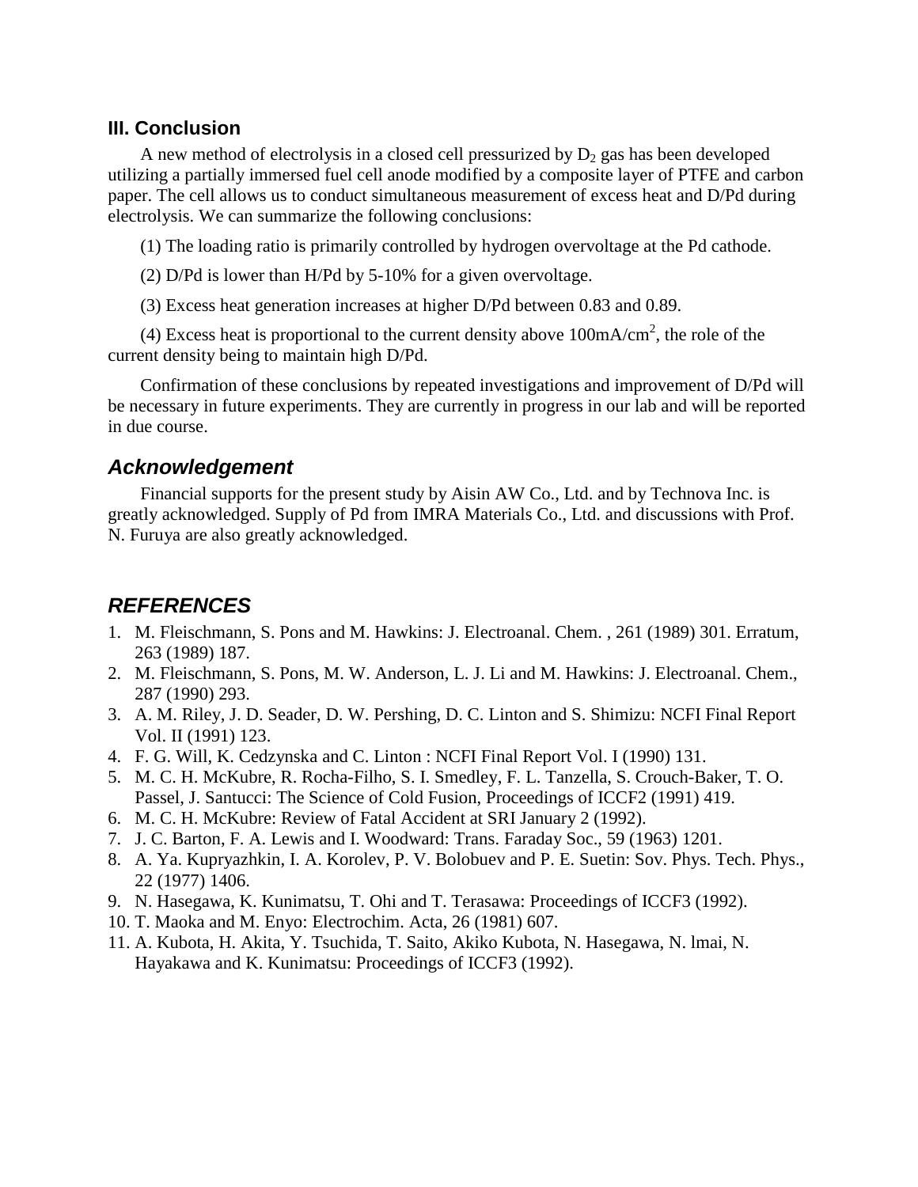## III. Conclusion

A new method of electrolysis in a closed cell pressurized by $D_2$ gas has been developed utilizing a partially immersed fuel cell anode modified by a composite layer of PTFE and carbon paper. The cell allows us to conduct simultaneous measurement of excess heat and D/Pd during electrolysis. We can summarize the following conclusions:

(1) The loading ratio is primarily controlled by hydrogen overvoltage at the Pd cathode.

(2) D/Pd is lower than H/Pd by 5-10% for a given overvoltage.

(3) Excess heat generation increases at higher D/Pd between 0.83 and 0.89.

(4) Excess heat is proportional to the current density above $100 mA/cm^2$, the role of the current density being to maintain high D/Pd.

Confirmation of these conclusions by repeated investigations and improvement of D/Pd will be necessary in future experiments. They are currently in progress in our lab and will be reported in due course.

## *Acknowledgement*

Financial supports for the present study by Aisin AW Co., Ltd. and by Technova Inc. is greatly acknowledged. Supply of Pd from IMRA Materials Co., Ltd. and discussions with Prof. N. Furuya are also greatly acknowledged.

## *REFERENCES*

1. M. Fleischmann, S. Pons and M. Hawkins: J. Electroanal. Chem. , 261 (1989) 301. Erratum, 263 (1989) 187.
2. M. Fleischmann, S. Pons, M. W. Anderson, L. J. Li and M. Hawkins: J. Electroanal. Chem., 287 (1990) 293.
3. A. M. Riley, J. D. Seader, D. W. Pershing, D. C. Linton and S. Shimizu: NCFI Final Report Vol. II (1991) 123.
4. F. G. Will, K. Cedzynska and C. Linton : NCFI Final Report Vol. I (1990) 131.
5. M. C. H. McKubre, R. Rocha-Filho, S. I. Smedley, F. L. Tanzella, S. Crouch-Baker, T. O. Passel, J. Santucci: The Science of Cold Fusion, Proceedings of ICCF2 (1991) 419.
6. M. C. H. McKubre: Review of Fatal Accident at SRI January 2 (1992).
7. J. C. Barton, F. A. Lewis and I. Woodward: Trans. Faraday Soc., 59 (1963) 1201.
8. A. Ya. Kupryazhkin, I. A. Korolev, P. V. Bolobuev and P. E. Suetin: Sov. Phys. Tech. Phys., 22 (1977) 1406.
9. N. Hasegawa, K. Kunimatsu, T. Ohi and T. Terasawa: Proceedings of ICCF3 (1992).
10. T. Maoka and M. Enyo: Electrochim. Acta, 26 (1981) 607.
11. A. Kubota, H. Akita, Y. Tsuchida, T. Saito, Akiko Kubota, N. Hasegawa, N. lmai, N. Hayakawa and K. Kunimatsu: Proceedings of ICCF3 (1992).